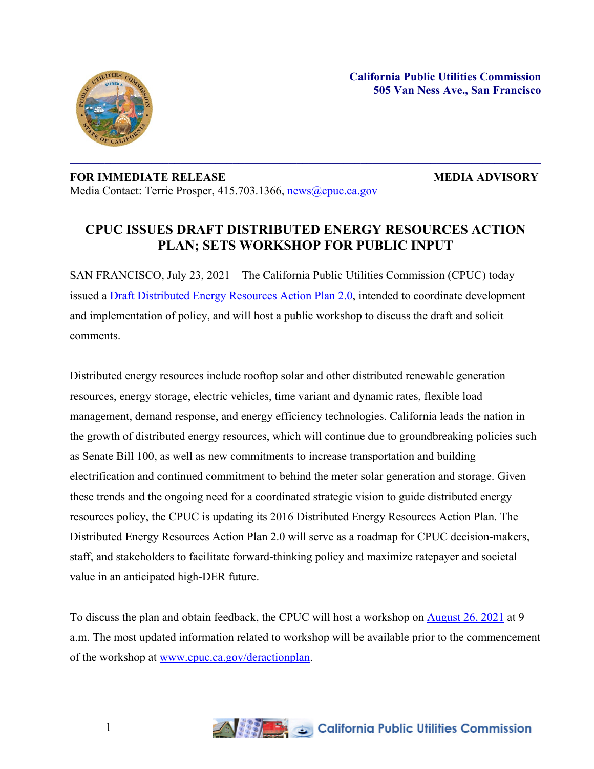**California Public Utilities Commission**
**505 Van Ness Ave., San Francisco**

---

**FOR IMMEDIATE RELEASE** **MEDIA ADVISORY**

Media Contact: Terrie Prosper, 415.703.1366, news@cpuc.ca.gov

# CPUC ISSUES DRAFT DISTRIBUTED ENERGY RESOURCES ACTION PLAN; SETS WORKSHOP FOR PUBLIC INPUT

SAN FRANCISCO, July 23, 2021 – The California Public Utilities Commission (CPUC) today issued a Draft Distributed Energy Resources Action Plan 2.0, intended to coordinate development and implementation of policy, and will host a public workshop to discuss the draft and solicit comments.

Distributed energy resources include rooftop solar and other distributed renewable generation resources, energy storage, electric vehicles, time variant and dynamic rates, flexible load management, demand response, and energy efficiency technologies. California leads the nation in the growth of distributed energy resources, which will continue due to groundbreaking policies such as Senate Bill 100, as well as new commitments to increase transportation and building electrification and continued commitment to behind the meter solar generation and storage. Given these trends and the ongoing need for a coordinated strategic vision to guide distributed energy resources policy, the CPUC is updating its 2016 Distributed Energy Resources Action Plan. The Distributed Energy Resources Action Plan 2.0 will serve as a roadmap for CPUC decision-makers, staff, and stakeholders to facilitate forward-thinking policy and maximize ratepayer and societal value in an anticipated high-DER future.

To discuss the plan and obtain feedback, the CPUC will host a workshop on August 26, 2021 at 9 a.m. The most updated information related to workshop will be available prior to the commencement of the workshop at www.cpuc.ca.gov/deractionplan.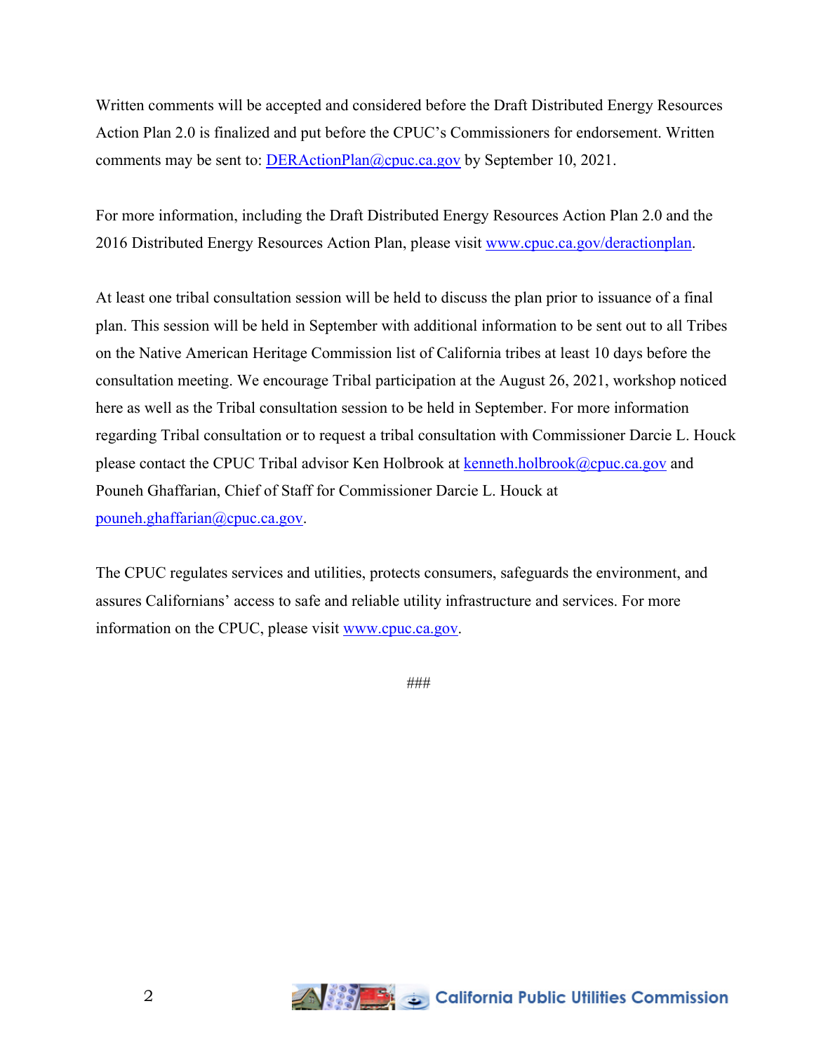Written comments will be accepted and considered before the Draft Distributed Energy Resources Action Plan 2.0 is finalized and put before the CPUC's Commissioners for endorsement. Written comments may be sent to: DERActionPlan@cpuc.ca.gov by September 10, 2021.

For more information, including the Draft Distributed Energy Resources Action Plan 2.0 and the 2016 Distributed Energy Resources Action Plan, please visit www.cpuc.ca.gov/deractionplan.

At least one tribal consultation session will be held to discuss the plan prior to issuance of a final plan. This session will be held in September with additional information to be sent out to all Tribes on the Native American Heritage Commission list of California tribes at least 10 days before the consultation meeting. We encourage Tribal participation at the August 26, 2021, workshop noticed here as well as the Tribal consultation session to be held in September. For more information regarding Tribal consultation or to request a tribal consultation with Commissioner Darcie L. Houck please contact the CPUC Tribal advisor Ken Holbrook at kenneth.holbrook@cpuc.ca.gov and Pouneh Ghaffarian, Chief of Staff for Commissioner Darcie L. Houck at pouneh.ghaffarian@cpuc.ca.gov.

The CPUC regulates services and utilities, protects consumers, safeguards the environment, and assures Californians' access to safe and reliable utility infrastructure and services. For more information on the CPUC, please visit www.cpuc.ca.gov.

###